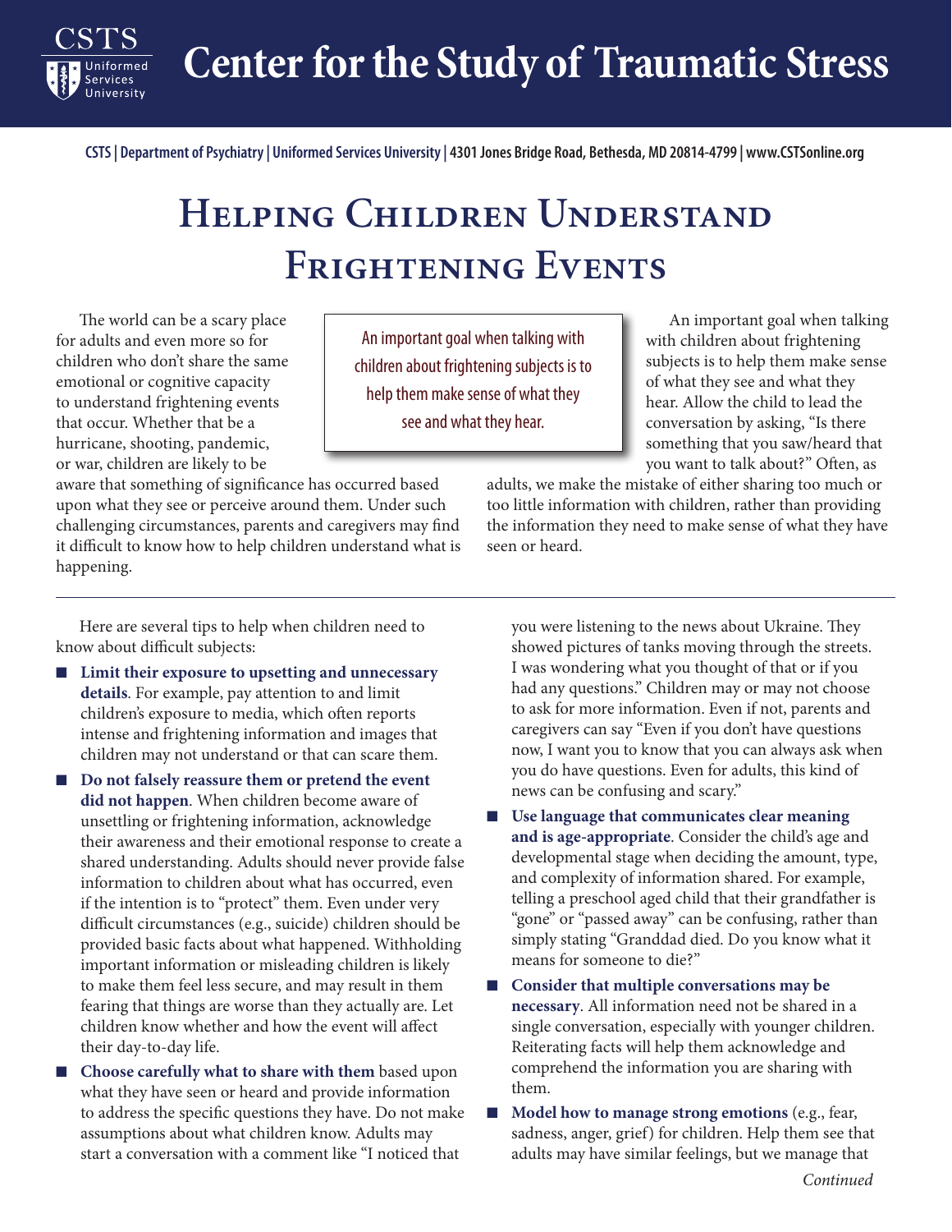# Center for the Study of Traumatic Stress

CSTS | Department of Psychiatry | Uniformed Services University | 4301 Jones Bridge Road, Bethesda, MD 20814-4799 | www.CSTSonline.org

# Helping Children Understand Frightening Events

The world can be a scary place for adults and even more so for children who don't share the same emotional or cognitive capacity to understand frightening events that occur. Whether that be a hurricane, shooting, pandemic, or war, children are likely to be aware that something of significance has occurred based upon what they see or perceive around them. Under such challenging circumstances, parents and caregivers may find it difficult to know how to help children understand what is happening.

> An important goal when talking with children about frightening subjects is to help them make sense of what they see and what they hear.

An important goal when talking with children about frightening subjects is to help them make sense of what they see and what they hear. Allow the child to lead the conversation by asking, "Is there something that you saw/heard that you want to talk about?" Often, as adults, we make the mistake of either sharing too much or too little information with children, rather than providing the information they need to make sense of what they have seen or heard.

---

Here are several tips to help when children need to know about difficult subjects:

- **Limit their exposure to upsetting and unnecessary details**. For example, pay attention to and limit children's exposure to media, which often reports intense and frightening information and images that children may not understand or that can scare them.
- **Do not falsely reassure them or pretend the event did not happen**. When children become aware of unsettling or frightening information, acknowledge their awareness and their emotional response to create a shared understanding. Adults should never provide false information to children about what has occurred, even if the intention is to "protect" them. Even under very difficult circumstances (e.g., suicide) children should be provided basic facts about what happened. Withholding important information or misleading children is likely to make them feel less secure, and may result in them fearing that things are worse than they actually are. Let children know whether and how the event will affect their day-to-day life.
- **Choose carefully what to share with them** based upon what they have seen or heard and provide information to address the specific questions they have. Do not make assumptions about what children know. Adults may start a conversation with a comment like "I noticed that you were listening to the news about Ukraine. They showed pictures of tanks moving through the streets. I was wondering what you thought of that or if you had any questions." Children may or may not choose to ask for more information. Even if not, parents and caregivers can say "Even if you don't have questions now, I want you to know that you can always ask when you do have questions. Even for adults, this kind of news can be confusing and scary."
- **Use language that communicates clear meaning and is age-appropriate**. Consider the child's age and developmental stage when deciding the amount, type, and complexity of information shared. For example, telling a preschool aged child that their grandfather is "gone" or "passed away" can be confusing, rather than simply stating "Granddad died. Do you know what it means for someone to die?"
- **Consider that multiple conversations may be necessary**. All information need not be shared in a single conversation, especially with younger children. Reiterating facts will help them acknowledge and comprehend the information you are sharing with them.
- **Model how to manage strong emotions** (e.g., fear, sadness, anger, grief) for children. Help them see that adults may have similar feelings, but we manage that

*Continued*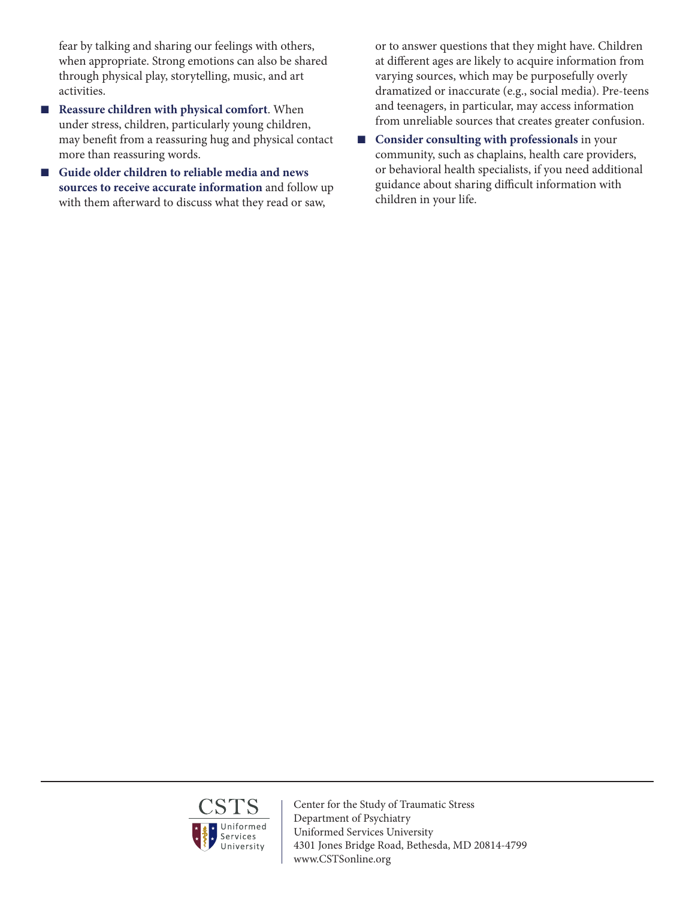fear by talking and sharing our feelings with others, when appropriate. Strong emotions can also be shared through physical play, storytelling, music, and art activities.

- **Reassure children with physical comfort**. When under stress, children, particularly young children, may benefit from a reassuring hug and physical contact more than reassuring words.
- **Guide older children to reliable media and news sources to receive accurate information** and follow up with them afterward to discuss what they read or saw, or to answer questions that they might have. Children at different ages are likely to acquire information from varying sources, which may be purposefully overly dramatized or inaccurate (e.g., social media). Pre-teens and teenagers, in particular, may access information from unreliable sources that creates greater confusion.
- **Consider consulting with professionals** in your community, such as chaplains, health care providers, or behavioral health specialists, if you need additional guidance about sharing difficult information with children in your life.

CSTS
Uniformed Services University

Center for the Study of Traumatic Stress
Department of Psychiatry
Uniformed Services University
4301 Jones Bridge Road, Bethesda, MD 20814-4799
www.CSTSonline.org